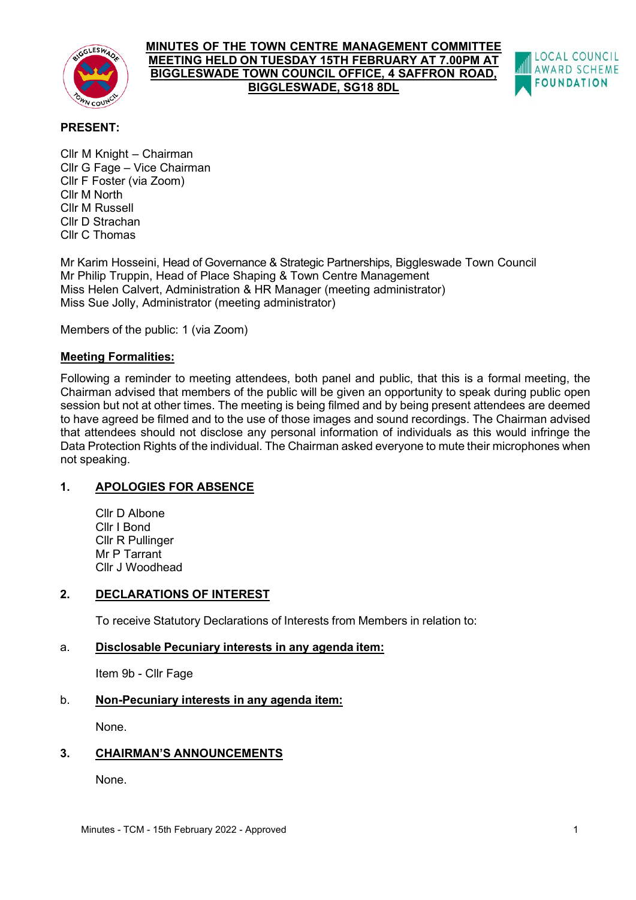# MINUTES OF THE TOWN CENTRE MANAGEMENT COMMITTEE MEETING HELD ON TUESDAY 15TH FEBRUARY AT 7.00PM AT BIGGLESWADE TOWN COUNCIL OFFICE, 4 SAFFRON ROAD, BIGGLESWADE, SG18 8DL

**PRESENT:**

Cllr M Knight – Chairman
Cllr G Fage – Vice Chairman
Cllr F Foster (via Zoom)
Cllr M North
Cllr M Russell
Cllr D Strachan
Cllr C Thomas

Mr Karim Hosseini, Head of Governance & Strategic Partnerships, Biggleswade Town Council
Mr Philip Truppin, Head of Place Shaping & Town Centre Management
Miss Helen Calvert, Administration & HR Manager (meeting administrator)
Miss Sue Jolly, Administrator (meeting administrator)

Members of the public: 1 (via Zoom)

**Meeting Formalities:**

Following a reminder to meeting attendees, both panel and public, that this is a formal meeting, the Chairman advised that members of the public will be given an opportunity to speak during public open session but not at other times. The meeting is being filmed and by being present attendees are deemed to have agreed be filmed and to the use of those images and sound recordings. The Chairman advised that attendees should not disclose any personal information of individuals as this would infringe the Data Protection Rights of the individual. The Chairman asked everyone to mute their microphones when not speaking.

## 1. APOLOGIES FOR ABSENCE

Cllr D Albone
Cllr I Bond
Cllr R Pullinger
Mr P Tarrant
Cllr J Woodhead

## 2. DECLARATIONS OF INTEREST

To receive Statutory Declarations of Interests from Members in relation to:

### a. Disclosable Pecuniary interests in any agenda item:

Item 9b - Cllr Fage

### b. Non-Pecuniary interests in any agenda item:

None.

## 3. CHAIRMAN'S ANNOUNCEMENTS

None.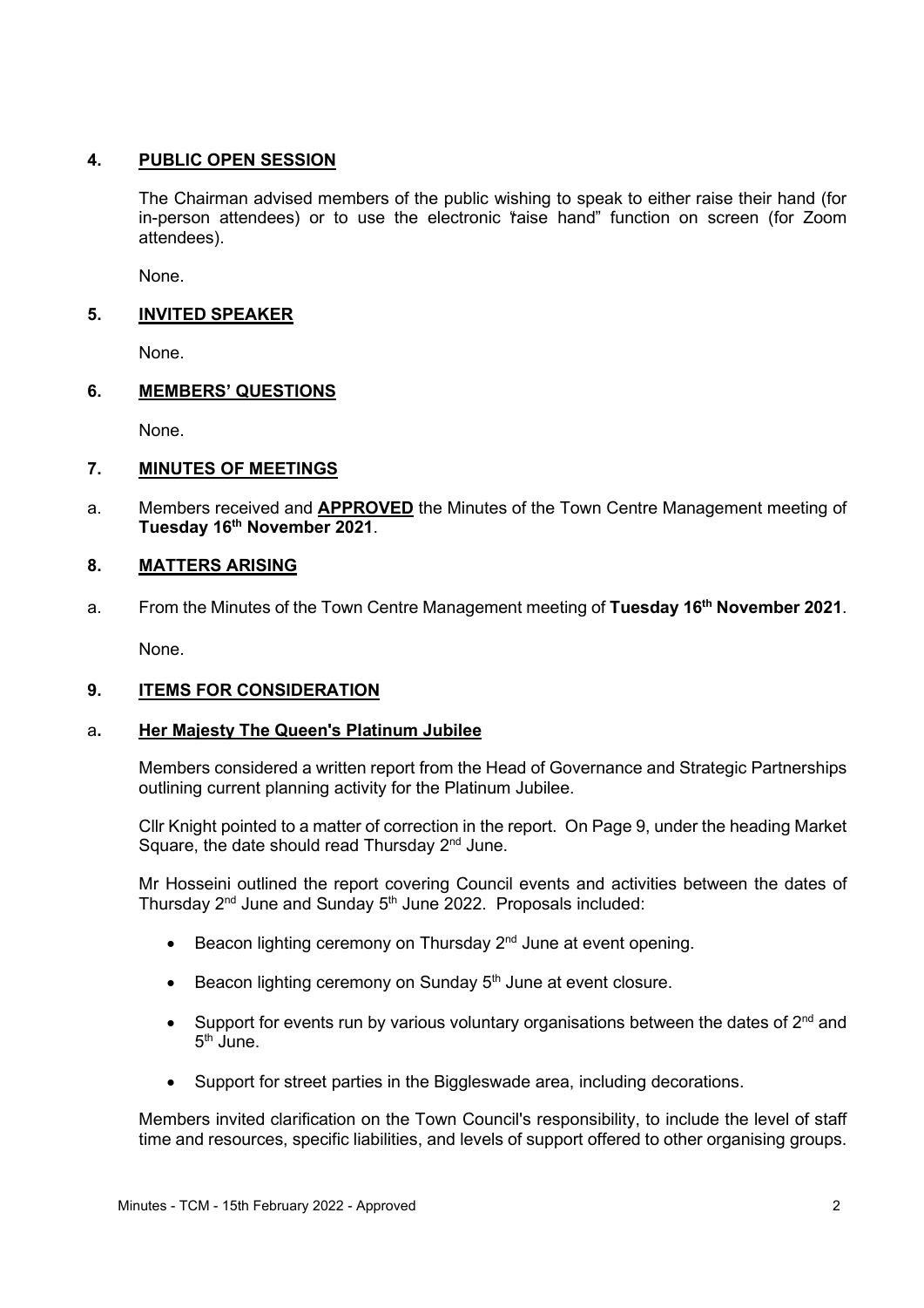## 4. PUBLIC OPEN SESSION

The Chairman advised members of the public wishing to speak to either raise their hand (for in-person attendees) or to use the electronic 'raise hand" function on screen (for Zoom attendees).

None.

## 5. INVITED SPEAKER

None.

## 6. MEMBERS' QUESTIONS

None.

## 7. MINUTES OF MEETINGS

a. Members received and **APPROVED** the Minutes of the Town Centre Management meeting of **Tuesday 16th November 2021**.

## 8. MATTERS ARISING

a. From the Minutes of the Town Centre Management meeting of **Tuesday 16th November 2021**.

None.

## 9. ITEMS FOR CONSIDERATION

### a. Her Majesty The Queen's Platinum Jubilee

Members considered a written report from the Head of Governance and Strategic Partnerships outlining current planning activity for the Platinum Jubilee.

Cllr Knight pointed to a matter of correction in the report. On Page 9, under the heading Market Square, the date should read Thursday 2nd June.

Mr Hosseini outlined the report covering Council events and activities between the dates of Thursday 2nd June and Sunday 5th June 2022. Proposals included:

- Beacon lighting ceremony on Thursday 2nd June at event opening.
- Beacon lighting ceremony on Sunday 5th June at event closure.
- Support for events run by various voluntary organisations between the dates of 2nd and 5th June.
- Support for street parties in the Biggleswade area, including decorations.

Members invited clarification on the Town Council's responsibility, to include the level of staff time and resources, specific liabilities, and levels of support offered to other organising groups.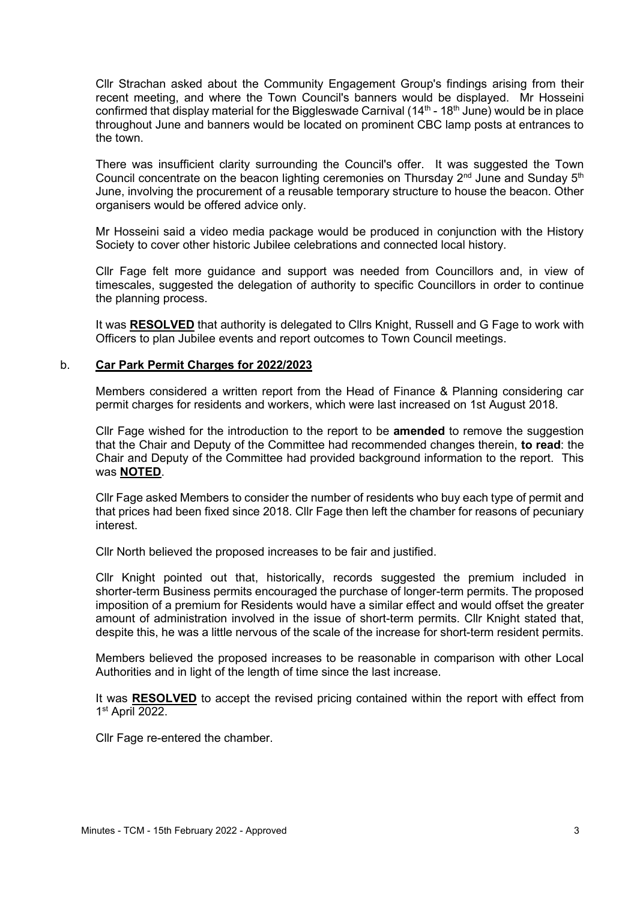Cllr Strachan asked about the Community Engagement Group's findings arising from their recent meeting, and where the Town Council's banners would be displayed. Mr Hosseini confirmed that display material for the Biggleswade Carnival (14th - 18th June) would be in place throughout June and banners would be located on prominent CBC lamp posts at entrances to the town.

There was insufficient clarity surrounding the Council's offer. It was suggested the Town Council concentrate on the beacon lighting ceremonies on Thursday 2nd June and Sunday 5th June, involving the procurement of a reusable temporary structure to house the beacon. Other organisers would be offered advice only.

Mr Hosseini said a video media package would be produced in conjunction with the History Society to cover other historic Jubilee celebrations and connected local history.

Cllr Fage felt more guidance and support was needed from Councillors and, in view of timescales, suggested the delegation of authority to specific Councillors in order to continue the planning process.

It was **RESOLVED** that authority is delegated to Cllrs Knight, Russell and G Fage to work with Officers to plan Jubilee events and report outcomes to Town Council meetings.

b. **Car Park Permit Charges for 2022/2023**

Members considered a written report from the Head of Finance & Planning considering car permit charges for residents and workers, which were last increased on 1st August 2018.

Cllr Fage wished for the introduction to the report to be **amended** to remove the suggestion that the Chair and Deputy of the Committee had recommended changes therein, **to read**: the Chair and Deputy of the Committee had provided background information to the report. This was **NOTED**.

Cllr Fage asked Members to consider the number of residents who buy each type of permit and that prices had been fixed since 2018. Cllr Fage then left the chamber for reasons of pecuniary interest.

Cllr North believed the proposed increases to be fair and justified.

Cllr Knight pointed out that, historically, records suggested the premium included in shorter-term Business permits encouraged the purchase of longer-term permits. The proposed imposition of a premium for Residents would have a similar effect and would offset the greater amount of administration involved in the issue of short-term permits. Cllr Knight stated that, despite this, he was a little nervous of the scale of the increase for short-term resident permits.

Members believed the proposed increases to be reasonable in comparison with other Local Authorities and in light of the length of time since the last increase.

It was **RESOLVED** to accept the revised pricing contained within the report with effect from 1st April 2022.

Cllr Fage re-entered the chamber.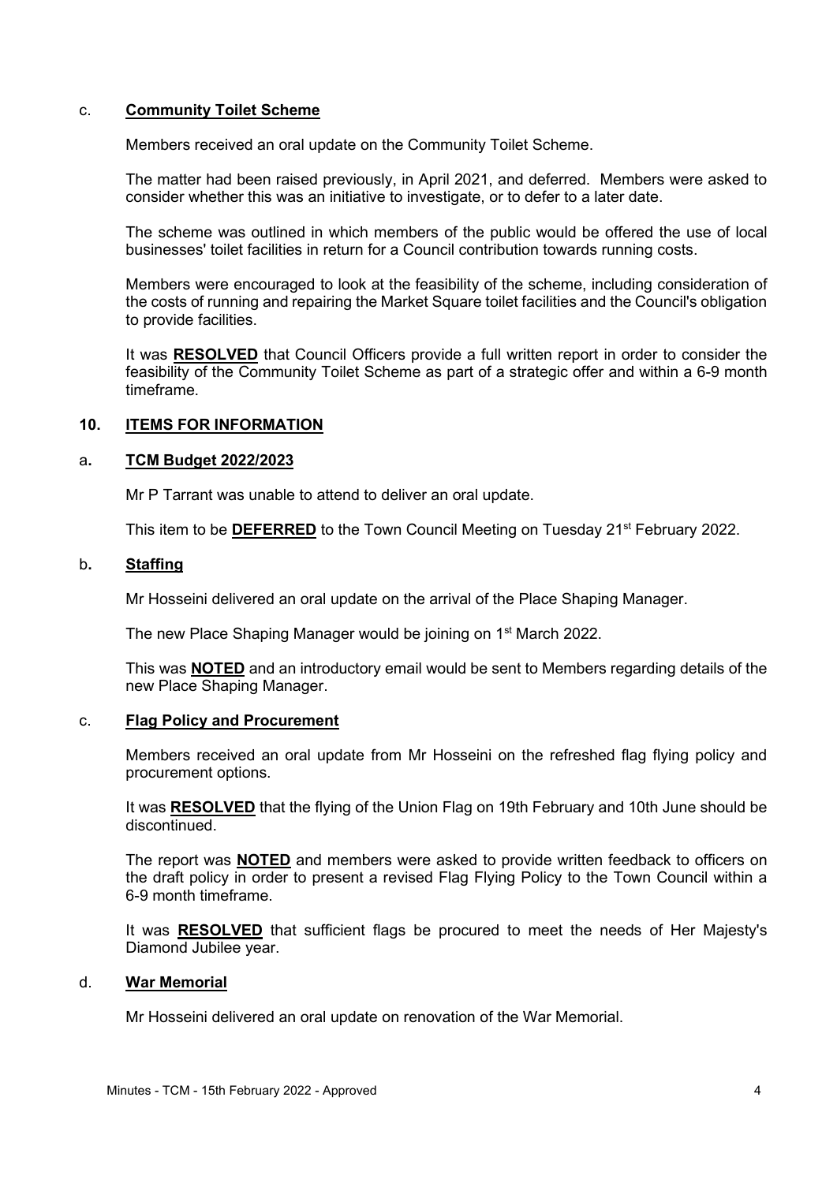c. **Community Toilet Scheme**

Members received an oral update on the Community Toilet Scheme.

The matter had been raised previously, in April 2021, and deferred. Members were asked to consider whether this was an initiative to investigate, or to defer to a later date.

The scheme was outlined in which members of the public would be offered the use of local businesses' toilet facilities in return for a Council contribution towards running costs.

Members were encouraged to look at the feasibility of the scheme, including consideration of the costs of running and repairing the Market Square toilet facilities and the Council's obligation to provide facilities.

It was **RESOLVED** that Council Officers provide a full written report in order to consider the feasibility of the Community Toilet Scheme as part of a strategic offer and within a 6-9 month timeframe.

## 10. ITEMS FOR INFORMATION

a. **TCM Budget 2022/2023**

Mr P Tarrant was unable to attend to deliver an oral update.

This item to be **DEFERRED** to the Town Council Meeting on Tuesday 21st February 2022.

b. **Staffing**

Mr Hosseini delivered an oral update on the arrival of the Place Shaping Manager.

The new Place Shaping Manager would be joining on 1st March 2022.

This was **NOTED** and an introductory email would be sent to Members regarding details of the new Place Shaping Manager.

c. **Flag Policy and Procurement**

Members received an oral update from Mr Hosseini on the refreshed flag flying policy and procurement options.

It was **RESOLVED** that the flying of the Union Flag on 19th February and 10th June should be discontinued.

The report was **NOTED** and members were asked to provide written feedback to officers on the draft policy in order to present a revised Flag Flying Policy to the Town Council within a 6-9 month timeframe.

It was **RESOLVED** that sufficient flags be procured to meet the needs of Her Majesty's Diamond Jubilee year.

d. **War Memorial**

Mr Hosseini delivered an oral update on renovation of the War Memorial.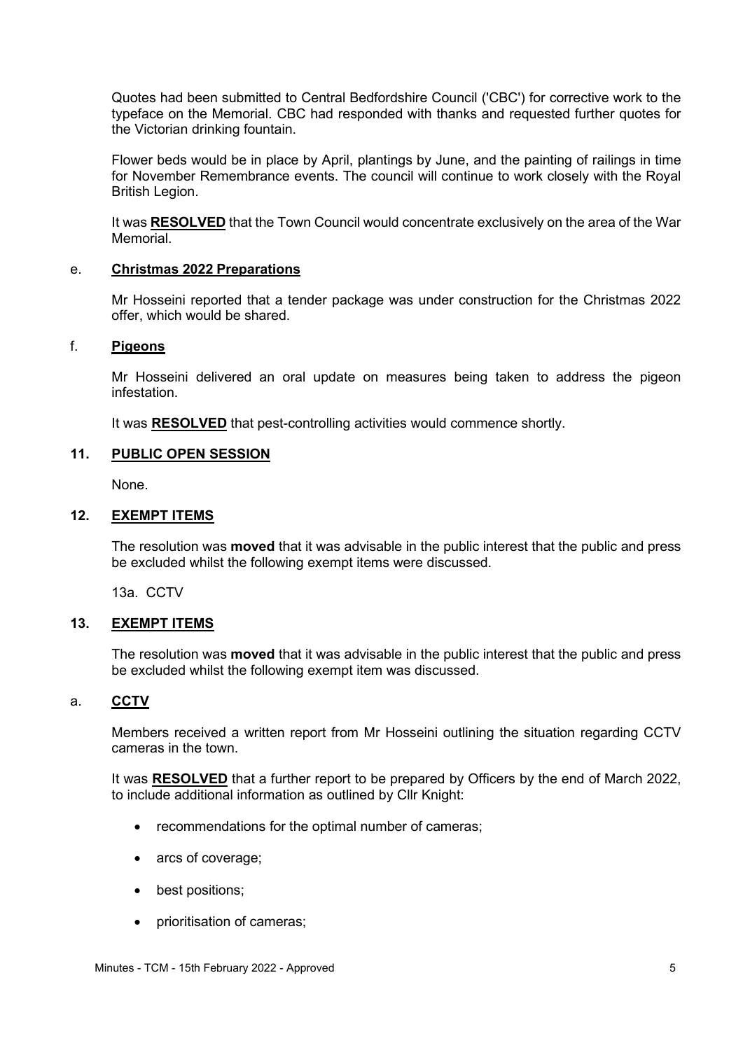Quotes had been submitted to Central Bedfordshire Council ('CBC') for corrective work to the typeface on the Memorial. CBC had responded with thanks and requested further quotes for the Victorian drinking fountain.

Flower beds would be in place by April, plantings by June, and the painting of railings in time for November Remembrance events. The council will continue to work closely with the Royal British Legion.

It was **RESOLVED** that the Town Council would concentrate exclusively on the area of the War Memorial.

e. **Christmas 2022 Preparations**

Mr Hosseini reported that a tender package was under construction for the Christmas 2022 offer, which would be shared.

f. **Pigeons**

Mr Hosseini delivered an oral update on measures being taken to address the pigeon infestation.

It was **RESOLVED** that pest-controlling activities would commence shortly.

## 11. PUBLIC OPEN SESSION

None.

## 12. EXEMPT ITEMS

The resolution was **moved** that it was advisable in the public interest that the public and press be excluded whilst the following exempt items were discussed.

13a. CCTV

## 13. EXEMPT ITEMS

The resolution was **moved** that it was advisable in the public interest that the public and press be excluded whilst the following exempt item was discussed.

a. **CCTV**

Members received a written report from Mr Hosseini outlining the situation regarding CCTV cameras in the town.

It was **RESOLVED** that a further report to be prepared by Officers by the end of March 2022, to include additional information as outlined by Cllr Knight:

- recommendations for the optimal number of cameras;
- arcs of coverage;
- best positions;
- prioritisation of cameras;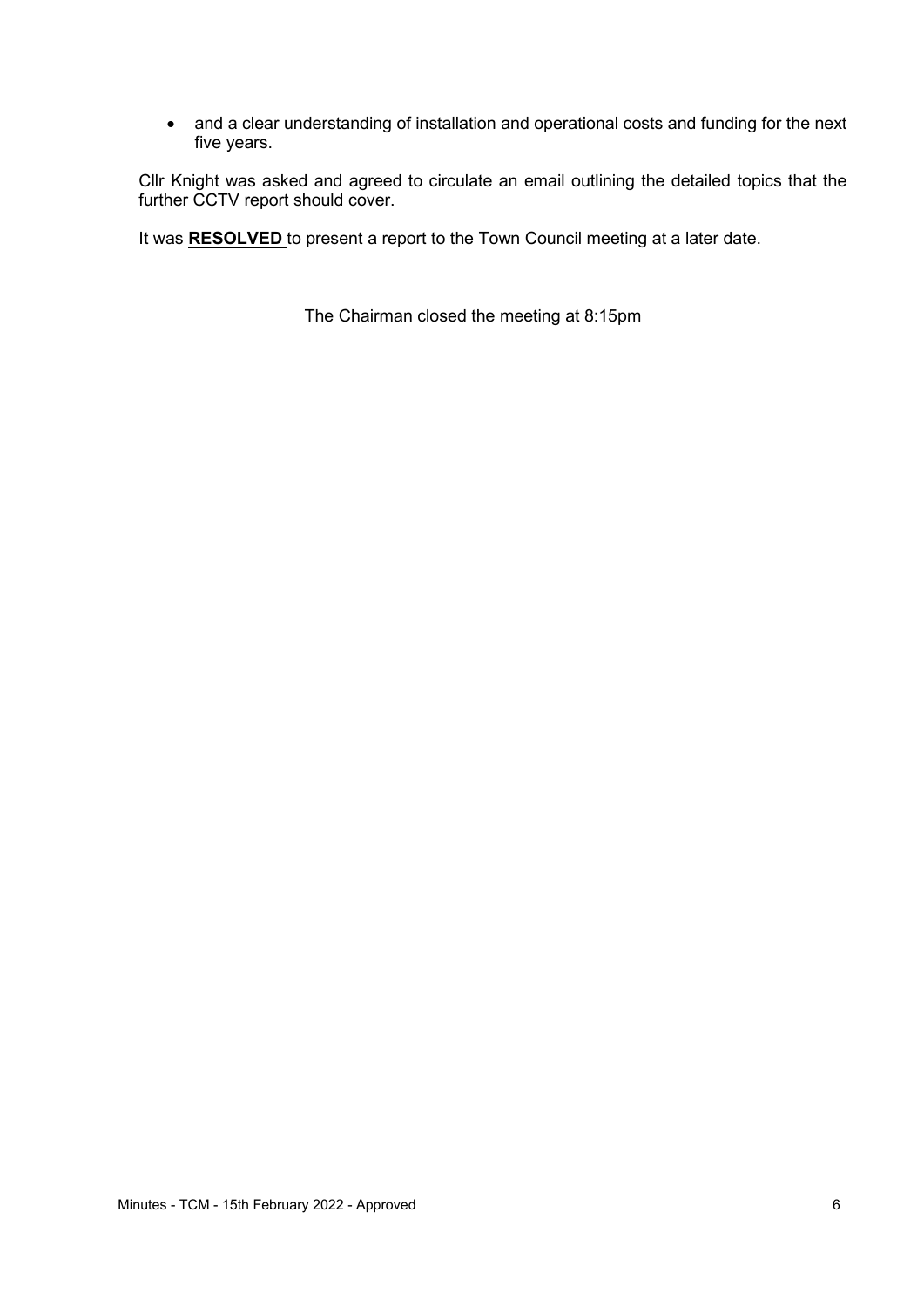- and a clear understanding of installation and operational costs and funding for the next five years.

Cllr Knight was asked and agreed to circulate an email outlining the detailed topics that the further CCTV report should cover.

It was **RESOLVED** to present a report to the Town Council meeting at a later date.

The Chairman closed the meeting at 8:15pm